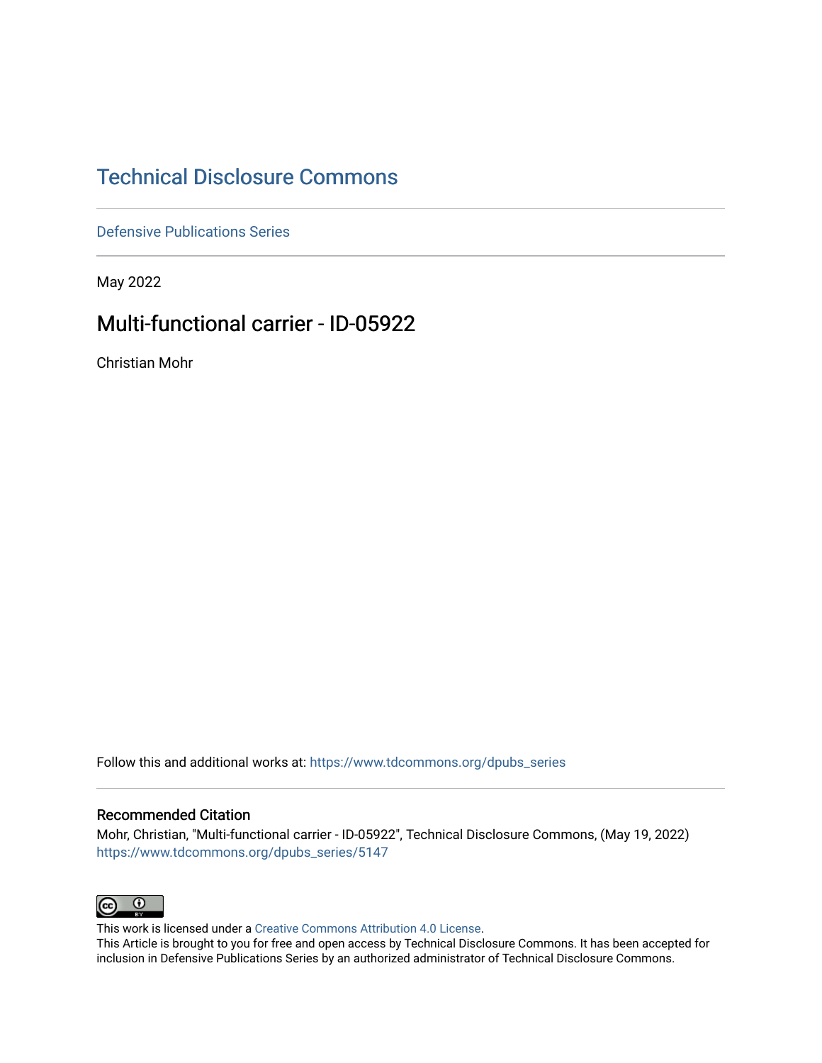# Technical Disclosure Commons

Defensive Publications Series

May 2022

## Multi-functional carrier - ID-05922

Christian Mohr

Follow this and additional works at: https://www.tdcommons.org/dpubs_series

### Recommended Citation

Mohr, Christian, "Multi-functional carrier - ID-05922", Technical Disclosure Commons, (May 19, 2022)
https://www.tdcommons.org/dpubs_series/5147

This work is licensed under a Creative Commons Attribution 4.0 License.
This Article is brought to you for free and open access by Technical Disclosure Commons. It has been accepted for inclusion in Defensive Publications Series by an authorized administrator of Technical Disclosure Commons.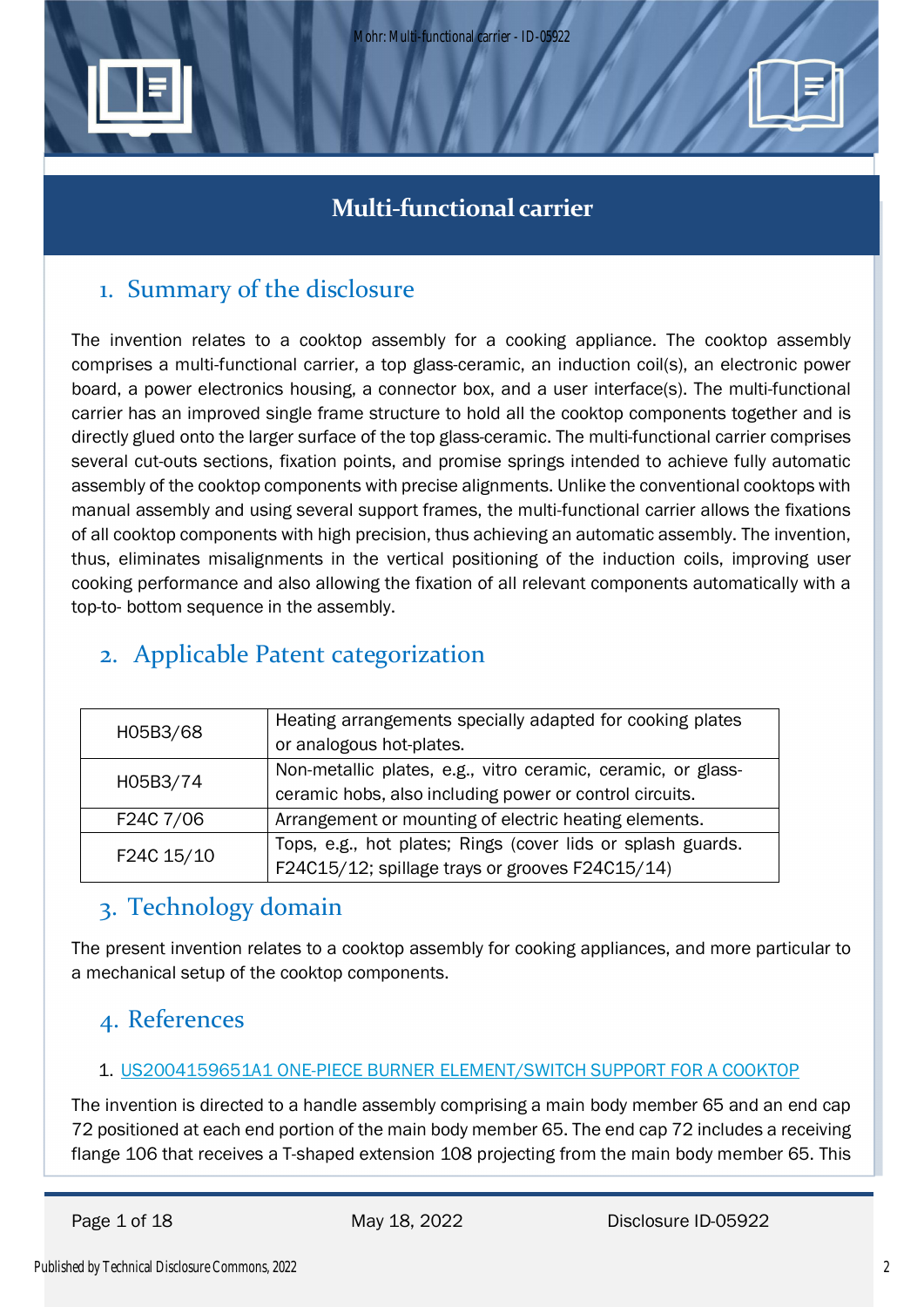# Multi-functional carrier

## 1. Summary of the disclosure

The invention relates to a cooktop assembly for a cooking appliance. The cooktop assembly comprises a multi-functional carrier, a top glass-ceramic, an induction coil(s), an electronic power board, a power electronics housing, a connector box, and a user interface(s). The multi-functional carrier has an improved single frame structure to hold all the cooktop components together and is directly glued onto the larger surface of the top glass-ceramic. The multi-functional carrier comprises several cut-outs sections, fixation points, and promise springs intended to achieve fully automatic assembly of the cooktop components with precise alignments. Unlike the conventional cooktops with manual assembly and using several support frames, the multi-functional carrier allows the fixations of all cooktop components with high precision, thus achieving an automatic assembly. The invention, thus, eliminates misalignments in the vertical positioning of the induction coils, improving user cooking performance and also allowing the fixation of all relevant components automatically with a top-to- bottom sequence in the assembly.

## 2. Applicable Patent categorization

| | |
|---|---|
| H05B3/68 | Heating arrangements specially adapted for cooking plates or analogous hot-plates. |
| H05B3/74 | Non-metallic plates, e.g., vitro ceramic, ceramic, or glass-ceramic hobs, also including power or control circuits. |
| F24C 7/06 | Arrangement or mounting of electric heating elements. |
| F24C 15/10 | Tops, e.g., hot plates; Rings (cover lids or splash guards. F24C15/12; spillage trays or grooves F24C15/14) |

## 3. Technology domain

The present invention relates to a cooktop assembly for cooking appliances, and more particular to a mechanical setup of the cooktop components.

## 4. References

1. US2004159651A1 ONE-PIECE BURNER ELEMENT/SWITCH SUPPORT FOR A COOKTOP

The invention is directed to a handle assembly comprising a main body member 65 and an end cap 72 positioned at each end portion of the main body member 65. The end cap 72 includes a receiving flange 106 that receives a T-shaped extension 108 projecting from the main body member 65. This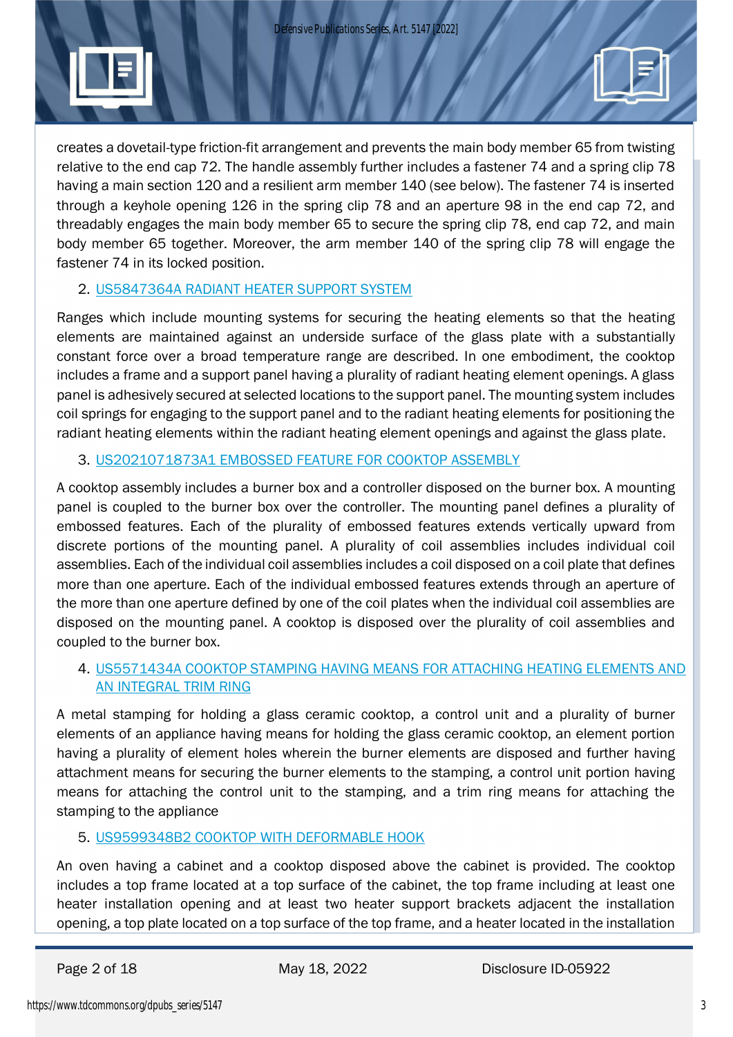creates a dovetail-type friction-fit arrangement and prevents the main body member 65 from twisting relative to the end cap 72. The handle assembly further includes a fastener 74 and a spring clip 78 having a main section 120 and a resilient arm member 140 (see below). The fastener 74 is inserted through a keyhole opening 126 in the spring clip 78 and an aperture 98 in the end cap 72, and threadably engages the main body member 65 to secure the spring clip 78, end cap 72, and main body member 65 together. Moreover, the arm member 140 of the spring clip 78 will engage the fastener 74 in its locked position.

2. US5847364A RADIANT HEATER SUPPORT SYSTEM

Ranges which include mounting systems for securing the heating elements so that the heating elements are maintained against an underside surface of the glass plate with a substantially constant force over a broad temperature range are described. In one embodiment, the cooktop includes a frame and a support panel having a plurality of radiant heating element openings. A glass panel is adhesively secured at selected locations to the support panel. The mounting system includes coil springs for engaging to the support panel and to the radiant heating elements for positioning the radiant heating elements within the radiant heating element openings and against the glass plate.

3. US2021071873A1 EMBOSSED FEATURE FOR COOKTOP ASSEMBLY

A cooktop assembly includes a burner box and a controller disposed on the burner box. A mounting panel is coupled to the burner box over the controller. The mounting panel defines a plurality of embossed features. Each of the plurality of embossed features extends vertically upward from discrete portions of the mounting panel. A plurality of coil assemblies includes individual coil assemblies. Each of the individual coil assemblies includes a coil disposed on a coil plate that defines more than one aperture. Each of the individual embossed features extends through an aperture of the more than one aperture defined by one of the coil plates when the individual coil assemblies are disposed on the mounting panel. A cooktop is disposed over the plurality of coil assemblies and coupled to the burner box.

4. US5571434A COOKTOP STAMPING HAVING MEANS FOR ATTACHING HEATING ELEMENTS AND AN INTEGRAL TRIM RING

A metal stamping for holding a glass ceramic cooktop, a control unit and a plurality of burner elements of an appliance having means for holding the glass ceramic cooktop, an element portion having a plurality of element holes wherein the burner elements are disposed and further having attachment means for securing the burner elements to the stamping, a control unit portion having means for attaching the control unit to the stamping, and a trim ring means for attaching the stamping to the appliance

5. US9599348B2 COOKTOP WITH DEFORMABLE HOOK

An oven having a cabinet and a cooktop disposed above the cabinet is provided. The cooktop includes a top frame located at a top surface of the cabinet, the top frame including at least one heater installation opening and at least two heater support brackets adjacent the installation opening, a top plate located on a top surface of the top frame, and a heater located in the installation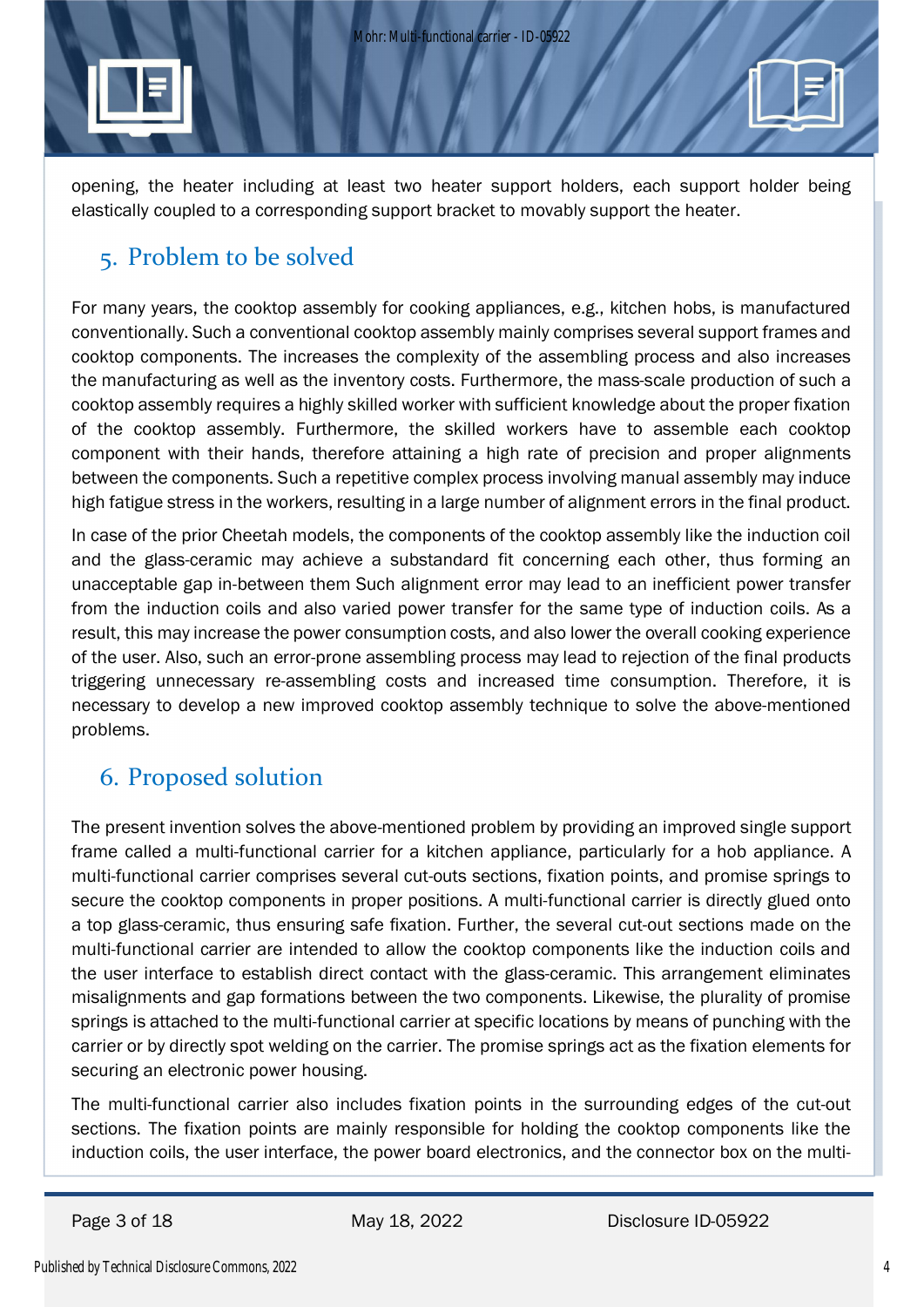opening, the heater including at least two heater support holders, each support holder being elastically coupled to a corresponding support bracket to movably support the heater.

## 5. Problem to be solved

For many years, the cooktop assembly for cooking appliances, e.g., kitchen hobs, is manufactured conventionally. Such a conventional cooktop assembly mainly comprises several support frames and cooktop components. The increases the complexity of the assembling process and also increases the manufacturing as well as the inventory costs. Furthermore, the mass-scale production of such a cooktop assembly requires a highly skilled worker with sufficient knowledge about the proper fixation of the cooktop assembly. Furthermore, the skilled workers have to assemble each cooktop component with their hands, therefore attaining a high rate of precision and proper alignments between the components. Such a repetitive complex process involving manual assembly may induce high fatigue stress in the workers, resulting in a large number of alignment errors in the final product.

In case of the prior Cheetah models, the components of the cooktop assembly like the induction coil and the glass-ceramic may achieve a substandard fit concerning each other, thus forming an unacceptable gap in-between them Such alignment error may lead to an inefficient power transfer from the induction coils and also varied power transfer for the same type of induction coils. As a result, this may increase the power consumption costs, and also lower the overall cooking experience of the user. Also, such an error-prone assembling process may lead to rejection of the final products triggering unnecessary re-assembling costs and increased time consumption. Therefore, it is necessary to develop a new improved cooktop assembly technique to solve the above-mentioned problems.

## 6. Proposed solution

The present invention solves the above-mentioned problem by providing an improved single support frame called a multi-functional carrier for a kitchen appliance, particularly for a hob appliance. A multi-functional carrier comprises several cut-outs sections, fixation points, and promise springs to secure the cooktop components in proper positions. A multi-functional carrier is directly glued onto a top glass-ceramic, thus ensuring safe fixation. Further, the several cut-out sections made on the multi-functional carrier are intended to allow the cooktop components like the induction coils and the user interface to establish direct contact with the glass-ceramic. This arrangement eliminates misalignments and gap formations between the two components. Likewise, the plurality of promise springs is attached to the multi-functional carrier at specific locations by means of punching with the carrier or by directly spot welding on the carrier. The promise springs act as the fixation elements for securing an electronic power housing.

The multi-functional carrier also includes fixation points in the surrounding edges of the cut-out sections. The fixation points are mainly responsible for holding the cooktop components like the induction coils, the user interface, the power board electronics, and the connector box on the multi-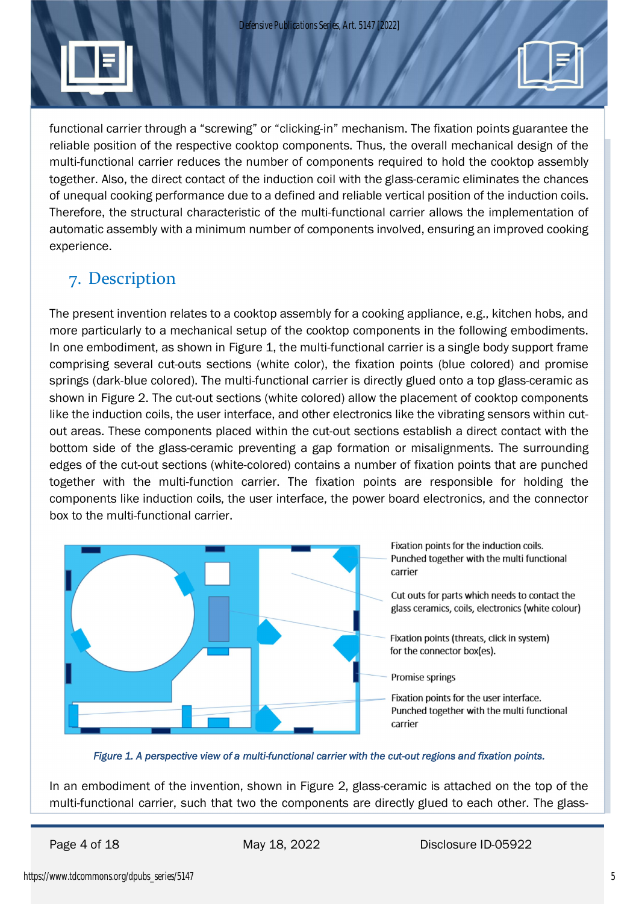functional carrier through a "screwing" or "clicking-in" mechanism. The fixation points guarantee the reliable position of the respective cooktop components. Thus, the overall mechanical design of the multi-functional carrier reduces the number of components required to hold the cooktop assembly together. Also, the direct contact of the induction coil with the glass-ceramic eliminates the chances of unequal cooking performance due to a defined and reliable vertical position of the induction coils. Therefore, the structural characteristic of the multi-functional carrier allows the implementation of automatic assembly with a minimum number of components involved, ensuring an improved cooking experience.

## 7. Description

The present invention relates to a cooktop assembly for a cooking appliance, e.g., kitchen hobs, and more particularly to a mechanical setup of the cooktop components in the following embodiments. In one embodiment, as shown in Figure 1, the multi-functional carrier is a single body support frame comprising several cut-outs sections (white color), the fixation points (blue colored) and promise springs (dark-blue colored). The multi-functional carrier is directly glued onto a top glass-ceramic as shown in Figure 2. The cut-out sections (white colored) allow the placement of cooktop components like the induction coils, the user interface, and other electronics like the vibrating sensors within cut-out areas. These components placed within the cut-out sections establish a direct contact with the bottom side of the glass-ceramic preventing a gap formation or misalignments. The surrounding edges of the cut-out sections (white-colored) contains a number of fixation points that are punched together with the multi-function carrier. The fixation points are responsible for holding the components like induction coils, the user interface, the power board electronics, and the connector box to the multi-functional carrier.

Fixation points for the induction coils. Punched together with the multi functional carrier

Cut outs for parts which needs to contact the glass ceramics, coils, electronics (white colour)

Fixation points (threats, click in system) for the connector box(es).

Promise springs

Fixation points for the user interface. Punched together with the multi functional carrier

*Figure 1. A perspective view of a multi-functional carrier with the cut-out regions and fixation points.*

In an embodiment of the invention, shown in Figure 2, glass-ceramic is attached on the top of the multi-functional carrier, such that two the components are directly glued to each other. The glass-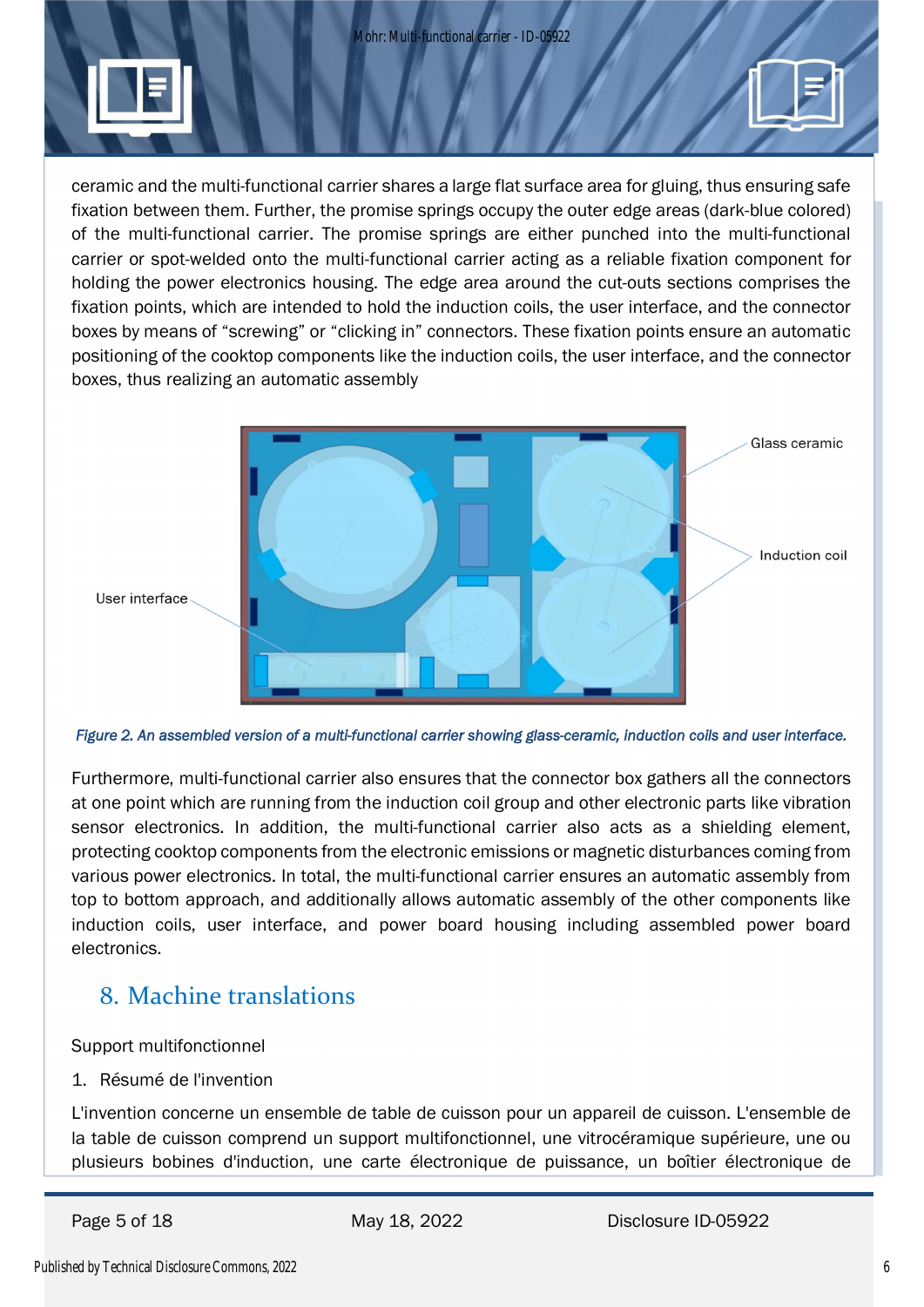ceramic and the multi-functional carrier shares a large flat surface area for gluing, thus ensuring safe fixation between them. Further, the promise springs occupy the outer edge areas (dark-blue colored) of the multi-functional carrier. The promise springs are either punched into the multi-functional carrier or spot-welded onto the multi-functional carrier acting as a reliable fixation component for holding the power electronics housing. The edge area around the cut-outs sections comprises the fixation points, which are intended to hold the induction coils, the user interface, and the connector boxes by means of "screwing" or "clicking in" connectors. These fixation points ensure an automatic positioning of the cooktop components like the induction coils, the user interface, and the connector boxes, thus realizing an automatic assembly

*Figure 2. An assembled version of a multi-functional carrier showing glass-ceramic, induction coils and user interface.*

Furthermore, multi-functional carrier also ensures that the connector box gathers all the connectors at one point which are running from the induction coil group and other electronic parts like vibration sensor electronics. In addition, the multi-functional carrier also acts as a shielding element, protecting cooktop components from the electronic emissions or magnetic disturbances coming from various power electronics. In total, the multi-functional carrier ensures an automatic assembly from top to bottom approach, and additionally allows automatic assembly of the other components like induction coils, user interface, and power board housing including assembled power board electronics.

## 8. Machine translations

Support multifonctionnel

1. Résumé de l'invention

L'invention concerne un ensemble de table de cuisson pour un appareil de cuisson. L'ensemble de la table de cuisson comprend un support multifonctionnel, une vitrocéramique supérieure, une ou plusieurs bobines d'induction, une carte électronique de puissance, un boîtier électronique de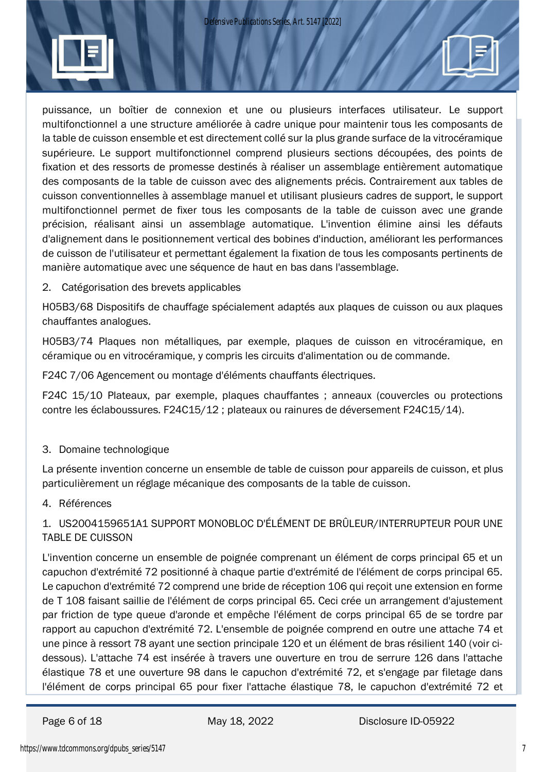puissance, un boîtier de connexion et une ou plusieurs interfaces utilisateur. Le support multifonctionnel a une structure améliorée à cadre unique pour maintenir tous les composants de la table de cuisson ensemble et est directement collé sur la plus grande surface de la vitrocéramique supérieure. Le support multifonctionnel comprend plusieurs sections découpées, des points de fixation et des ressorts de promesse destinés à réaliser un assemblage entièrement automatique des composants de la table de cuisson avec des alignements précis. Contrairement aux tables de cuisson conventionnelles à assemblage manuel et utilisant plusieurs cadres de support, le support multifonctionnel permet de fixer tous les composants de la table de cuisson avec une grande précision, réalisant ainsi un assemblage automatique. L'invention élimine ainsi les défauts d'alignement dans le positionnement vertical des bobines d'induction, améliorant les performances de cuisson de l'utilisateur et permettant également la fixation de tous les composants pertinents de manière automatique avec une séquence de haut en bas dans l'assemblage.

2. Catégorisation des brevets applicables

H05B3/68 Dispositifs de chauffage spécialement adaptés aux plaques de cuisson ou aux plaques chauffantes analogues.

H05B3/74 Plaques non métalliques, par exemple, plaques de cuisson en vitrocéramique, en céramique ou en vitrocéramique, y compris les circuits d'alimentation ou de commande.

F24C 7/06 Agencement ou montage d'éléments chauffants électriques.

F24C 15/10 Plateaux, par exemple, plaques chauffantes ; anneaux (couvercles ou protections contre les éclaboussures. F24C15/12 ; plateaux ou rainures de déversement F24C15/14).

3. Domaine technologique

La présente invention concerne un ensemble de table de cuisson pour appareils de cuisson, et plus particulièrement un réglage mécanique des composants de la table de cuisson.

4. Références

1. US2004159651A1 SUPPORT MONOBLOC D'ÉLÉMENT DE BRÛLEUR/INTERRUPTEUR POUR UNE TABLE DE CUISSON

L'invention concerne un ensemble de poignée comprenant un élément de corps principal 65 et un capuchon d'extrémité 72 positionné à chaque partie d'extrémité de l'élément de corps principal 65. Le capuchon d'extrémité 72 comprend une bride de réception 106 qui reçoit une extension en forme de T 108 faisant saillie de l'élément de corps principal 65. Ceci crée un arrangement d'ajustement par friction de type queue d'aronde et empêche l'élément de corps principal 65 de se tordre par rapport au capuchon d'extrémité 72. L'ensemble de poignée comprend en outre une attache 74 et une pince à ressort 78 ayant une section principale 120 et un élément de bras résilient 140 (voir ci-dessous). L'attache 74 est insérée à travers une ouverture en trou de serrure 126 dans l'attache élastique 78 et une ouverture 98 dans le capuchon d'extrémité 72, et s'engage par filetage dans l'élément de corps principal 65 pour fixer l'attache élastique 78, le capuchon d'extrémité 72 et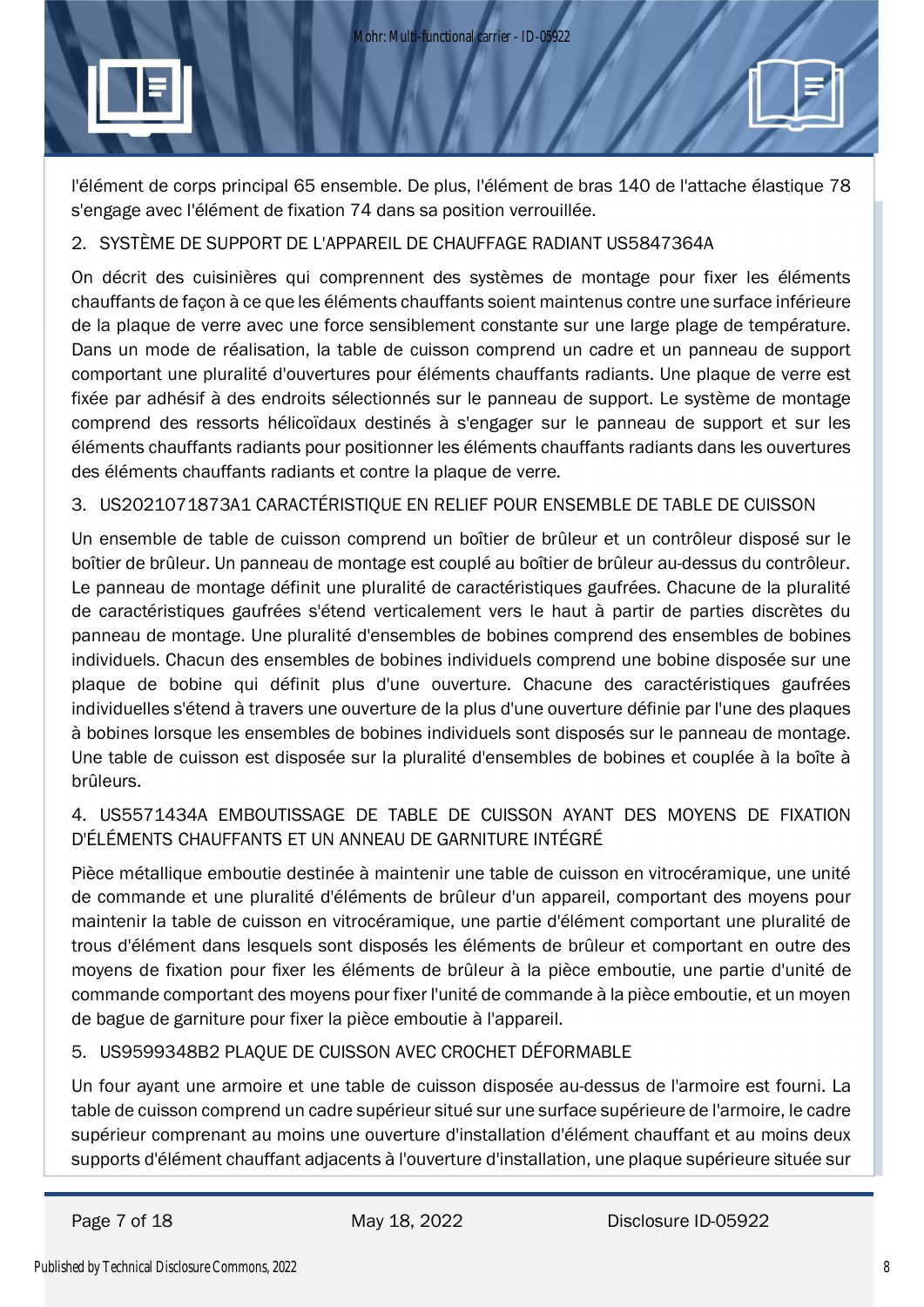l'élément de corps principal 65 ensemble. De plus, l'élément de bras 140 de l'attache élastique 78 s'engage avec l'élément de fixation 74 dans sa position verrouillée.

2. SYSTÈME DE SUPPORT DE L'APPAREIL DE CHAUFFAGE RADIANT US5847364A

On décrit des cuisinières qui comprennent des systèmes de montage pour fixer les éléments chauffants de façon à ce que les éléments chauffants soient maintenus contre une surface inférieure de la plaque de verre avec une force sensiblement constante sur une large plage de température. Dans un mode de réalisation, la table de cuisson comprend un cadre et un panneau de support comportant une pluralité d'ouvertures pour éléments chauffants radiants. Une plaque de verre est fixée par adhésif à des endroits sélectionnés sur le panneau de support. Le système de montage comprend des ressorts hélicoïdaux destinés à s'engager sur le panneau de support et sur les éléments chauffants radiants pour positionner les éléments chauffants radiants dans les ouvertures des éléments chauffants radiants et contre la plaque de verre.

3. US2021071873A1 CARACTÉRISTIQUE EN RELIEF POUR ENSEMBLE DE TABLE DE CUISSON

Un ensemble de table de cuisson comprend un boîtier de brûleur et un contrôleur disposé sur le boîtier de brûleur. Un panneau de montage est couplé au boîtier de brûleur au-dessus du contrôleur. Le panneau de montage définit une pluralité de caractéristiques gaufrées. Chacune de la pluralité de caractéristiques gaufrées s'étend verticalement vers le haut à partir de parties discrètes du panneau de montage. Une pluralité d'ensembles de bobines comprend des ensembles de bobines individuels. Chacun des ensembles de bobines individuels comprend une bobine disposée sur une plaque de bobine qui définit plus d'une ouverture. Chacune des caractéristiques gaufrées individuelles s'étend à travers une ouverture de la plus d'une ouverture définie par l'une des plaques à bobines lorsque les ensembles de bobines individuels sont disposés sur le panneau de montage. Une table de cuisson est disposée sur la pluralité d'ensembles de bobines et couplée à la boîte à brûleurs.

4. US5571434A EMBOUTISSAGE DE TABLE DE CUISSON AYANT DES MOYENS DE FIXATION D'ÉLÉMENTS CHAUFFANTS ET UN ANNEAU DE GARNITURE INTÉGRÉ

Pièce métallique emboutie destinée à maintenir une table de cuisson en vitrocéramique, une unité de commande et une pluralité d'éléments de brûleur d'un appareil, comportant des moyens pour maintenir la table de cuisson en vitrocéramique, une partie d'élément comportant une pluralité de trous d'élément dans lesquels sont disposés les éléments de brûleur et comportant en outre des moyens de fixation pour fixer les éléments de brûleur à la pièce emboutie, une partie d'unité de commande comportant des moyens pour fixer l'unité de commande à la pièce emboutie, et un moyen de bague de garniture pour fixer la pièce emboutie à l'appareil.

5. US9599348B2 PLAQUE DE CUISSON AVEC CROCHET DÉFORMABLE

Un four ayant une armoire et une table de cuisson disposée au-dessus de l'armoire est fourni. La table de cuisson comprend un cadre supérieur situé sur une surface supérieure de l'armoire, le cadre supérieur comprenant au moins une ouverture d'installation d'élément chauffant et au moins deux supports d'élément chauffant adjacents à l'ouverture d'installation, une plaque supérieure située sur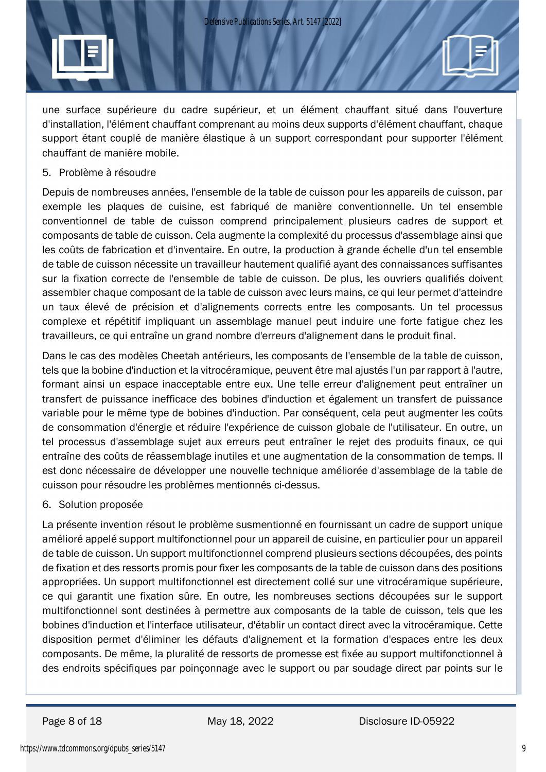une surface supérieure du cadre supérieur, et un élément chauffant situé dans l'ouverture d'installation, l'élément chauffant comprenant au moins deux supports d'élément chauffant, chaque support étant couplé de manière élastique à un support correspondant pour supporter l'élément chauffant de manière mobile.

5. Problème à résoudre

Depuis de nombreuses années, l'ensemble de la table de cuisson pour les appareils de cuisson, par exemple les plaques de cuisine, est fabriqué de manière conventionnelle. Un tel ensemble conventionnel de table de cuisson comprend principalement plusieurs cadres de support et composants de table de cuisson. Cela augmente la complexité du processus d'assemblage ainsi que les coûts de fabrication et d'inventaire. En outre, la production à grande échelle d'un tel ensemble de table de cuisson nécessite un travailleur hautement qualifié ayant des connaissances suffisantes sur la fixation correcte de l'ensemble de table de cuisson. De plus, les ouvriers qualifiés doivent assembler chaque composant de la table de cuisson avec leurs mains, ce qui leur permet d'atteindre un taux élevé de précision et d'alignements corrects entre les composants. Un tel processus complexe et répétitif impliquant un assemblage manuel peut induire une forte fatigue chez les travailleurs, ce qui entraîne un grand nombre d'erreurs d'alignement dans le produit final.

Dans le cas des modèles Cheetah antérieurs, les composants de l'ensemble de la table de cuisson, tels que la bobine d'induction et la vitrocéramique, peuvent être mal ajustés l'un par rapport à l'autre, formant ainsi un espace inacceptable entre eux. Une telle erreur d'alignement peut entraîner un transfert de puissance inefficace des bobines d'induction et également un transfert de puissance variable pour le même type de bobines d'induction. Par conséquent, cela peut augmenter les coûts de consommation d'énergie et réduire l'expérience de cuisson globale de l'utilisateur. En outre, un tel processus d'assemblage sujet aux erreurs peut entraîner le rejet des produits finaux, ce qui entraîne des coûts de réassemblage inutiles et une augmentation de la consommation de temps. Il est donc nécessaire de développer une nouvelle technique améliorée d'assemblage de la table de cuisson pour résoudre les problèmes mentionnés ci-dessus.

6. Solution proposée

La présente invention résout le problème susmentionné en fournissant un cadre de support unique amélioré appelé support multifonctionnel pour un appareil de cuisine, en particulier pour un appareil de table de cuisson. Un support multifonctionnel comprend plusieurs sections découpées, des points de fixation et des ressorts promis pour fixer les composants de la table de cuisson dans des positions appropriées. Un support multifonctionnel est directement collé sur une vitrocéramique supérieure, ce qui garantit une fixation sûre. En outre, les nombreuses sections découpées sur le support multifonctionnel sont destinées à permettre aux composants de la table de cuisson, tels que les bobines d'induction et l'interface utilisateur, d'établir un contact direct avec la vitrocéramique. Cette disposition permet d'éliminer les défauts d'alignement et la formation d'espaces entre les deux composants. De même, la pluralité de ressorts de promesse est fixée au support multifonctionnel à des endroits spécifiques par poinçonnage avec le support ou par soudage direct par points sur le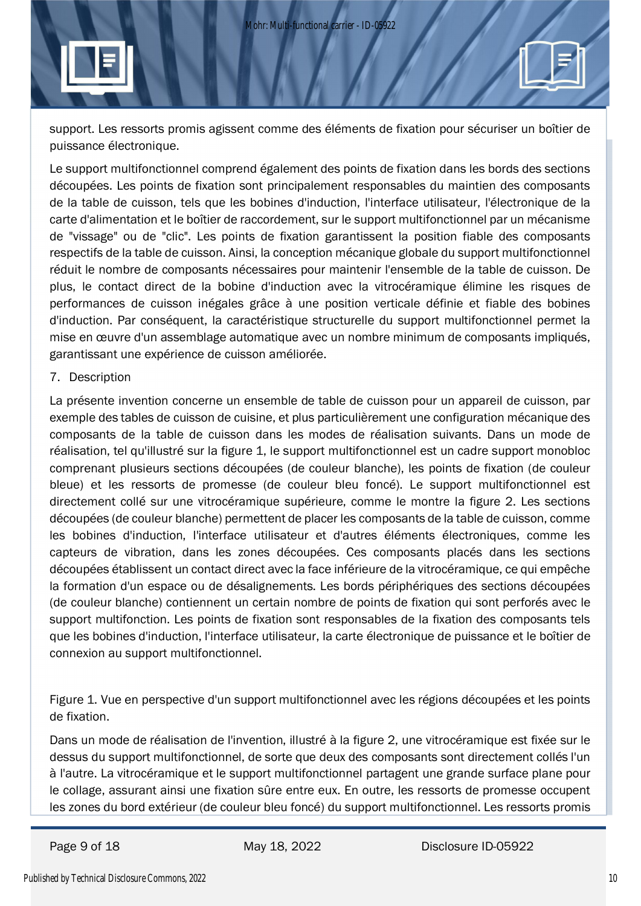support. Les ressorts promis agissent comme des éléments de fixation pour sécuriser un boîtier de puissance électronique.

Le support multifonctionnel comprend également des points de fixation dans les bords des sections découpées. Les points de fixation sont principalement responsables du maintien des composants de la table de cuisson, tels que les bobines d'induction, l'interface utilisateur, l'électronique de la carte d'alimentation et le boîtier de raccordement, sur le support multifonctionnel par un mécanisme de "vissage" ou de "clic". Les points de fixation garantissent la position fiable des composants respectifs de la table de cuisson. Ainsi, la conception mécanique globale du support multifonctionnel réduit le nombre de composants nécessaires pour maintenir l'ensemble de la table de cuisson. De plus, le contact direct de la bobine d'induction avec la vitrocéramique élimine les risques de performances de cuisson inégales grâce à une position verticale définie et fiable des bobines d'induction. Par conséquent, la caractéristique structurelle du support multifonctionnel permet la mise en œuvre d'un assemblage automatique avec un nombre minimum de composants impliqués, garantissant une expérience de cuisson améliorée.

7. Description

La présente invention concerne un ensemble de table de cuisson pour un appareil de cuisson, par exemple des tables de cuisson de cuisine, et plus particulièrement une configuration mécanique des composants de la table de cuisson dans les modes de réalisation suivants. Dans un mode de réalisation, tel qu'illustré sur la figure 1, le support multifonctionnel est un cadre support monobloc comprenant plusieurs sections découpées (de couleur blanche), les points de fixation (de couleur bleue) et les ressorts de promesse (de couleur bleu foncé). Le support multifonctionnel est directement collé sur une vitrocéramique supérieure, comme le montre la figure 2. Les sections découpées (de couleur blanche) permettent de placer les composants de la table de cuisson, comme les bobines d'induction, l'interface utilisateur et d'autres éléments électroniques, comme les capteurs de vibration, dans les zones découpées. Ces composants placés dans les sections découpées établissent un contact direct avec la face inférieure de la vitrocéramique, ce qui empêche la formation d'un espace ou de désalignements. Les bords périphériques des sections découpées (de couleur blanche) contiennent un certain nombre de points de fixation qui sont perforés avec le support multifonction. Les points de fixation sont responsables de la fixation des composants tels que les bobines d'induction, l'interface utilisateur, la carte électronique de puissance et le boîtier de connexion au support multifonctionnel.

Figure 1. Vue en perspective d'un support multifonctionnel avec les régions découpées et les points de fixation.

Dans un mode de réalisation de l'invention, illustré à la figure 2, une vitrocéramique est fixée sur le dessus du support multifonctionnel, de sorte que deux des composants sont directement collés l'un à l'autre. La vitrocéramique et le support multifonctionnel partagent une grande surface plane pour le collage, assurant ainsi une fixation sûre entre eux. En outre, les ressorts de promesse occupent les zones du bord extérieur (de couleur bleu foncé) du support multifonctionnel. Les ressorts promis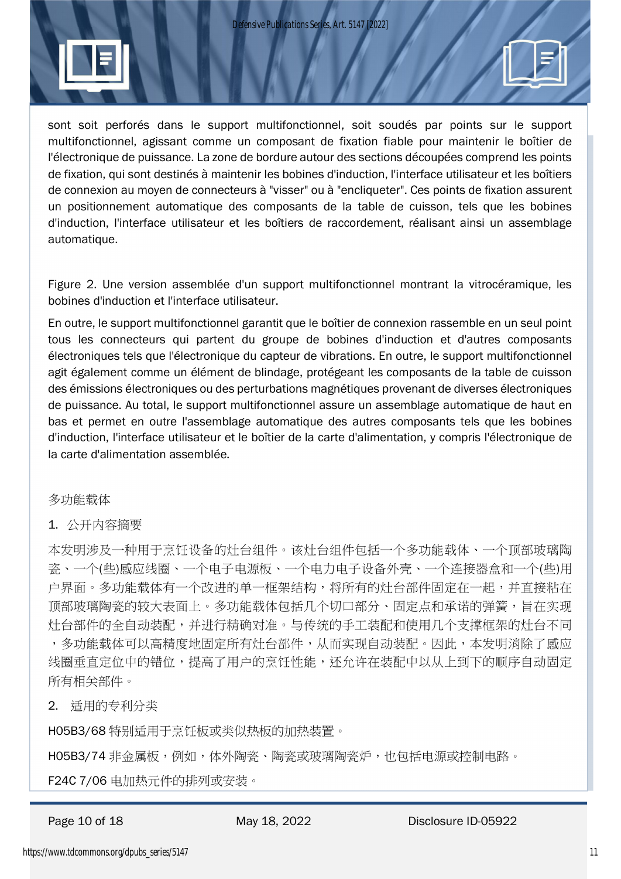sont soit perforés dans le support multifonctionnel, soit soudés par points sur le support multifonctionnel, agissant comme un composant de fixation fiable pour maintenir le boîtier de l'électronique de puissance. La zone de bordure autour des sections découpées comprend les points de fixation, qui sont destinés à maintenir les bobines d'induction, l'interface utilisateur et les boîtiers de connexion au moyen de connecteurs à "visser" ou à "encliqueter". Ces points de fixation assurent un positionnement automatique des composants de la table de cuisson, tels que les bobines d'induction, l'interface utilisateur et les boîtiers de raccordement, réalisant ainsi un assemblage automatique.

Figure 2. Une version assemblée d'un support multifonctionnel montrant la vitrocéramique, les bobines d'induction et l'interface utilisateur.

En outre, le support multifonctionnel garantit que le boîtier de connexion rassemble en un seul point tous les connecteurs qui partent du groupe de bobines d'induction et d'autres composants électroniques tels que l'électronique du capteur de vibrations. En outre, le support multifonctionnel agit également comme un élément de blindage, protégeant les composants de la table de cuisson des émissions électroniques ou des perturbations magnétiques provenant de diverses électroniques de puissance. Au total, le support multifonctionnel assure un assemblage automatique de haut en bas et permet en outre l'assemblage automatique des autres composants tels que les bobines d'induction, l'interface utilisateur et le boîtier de la carte d'alimentation, y compris l'électronique de la carte d'alimentation assemblée.

多功能载体

1. 公开内容摘要

本发明涉及一种用于烹饪设备的灶台组件。该灶台组件包括一个多功能载体、一个顶部玻璃陶瓷、一个(些)感应线圈、一个电子电源板、一个电力电子设备外壳、一个连接器盒和一个(些)用户界面。多功能载体有一个改进的单一框架结构，将所有的灶台部件固定在一起，并直接粘在顶部玻璃陶瓷的较大表面上。多功能载体包括几个切口部分、固定点和承诺的弹簧，旨在实现灶台部件的全自动装配，并进行精确对准。与传统的手工装配和使用几个支撑框架的灶台不同，多功能载体可以高精度地固定所有灶台部件，从而实现自动装配。因此，本发明消除了感应线圈垂直定位中的错位，提高了用户的烹饪性能，还允许在装配中以从上到下的顺序自动固定所有相关部件。

2. 适用的专利分类

H05B3/68 特别适用于烹饪板或类似热板的加热装置。

H05B3/74 非金属板，例如，体外陶瓷、陶瓷或玻璃陶瓷炉，也包括电源或控制电路。

F24C 7/06 电加热元件的排列或安装。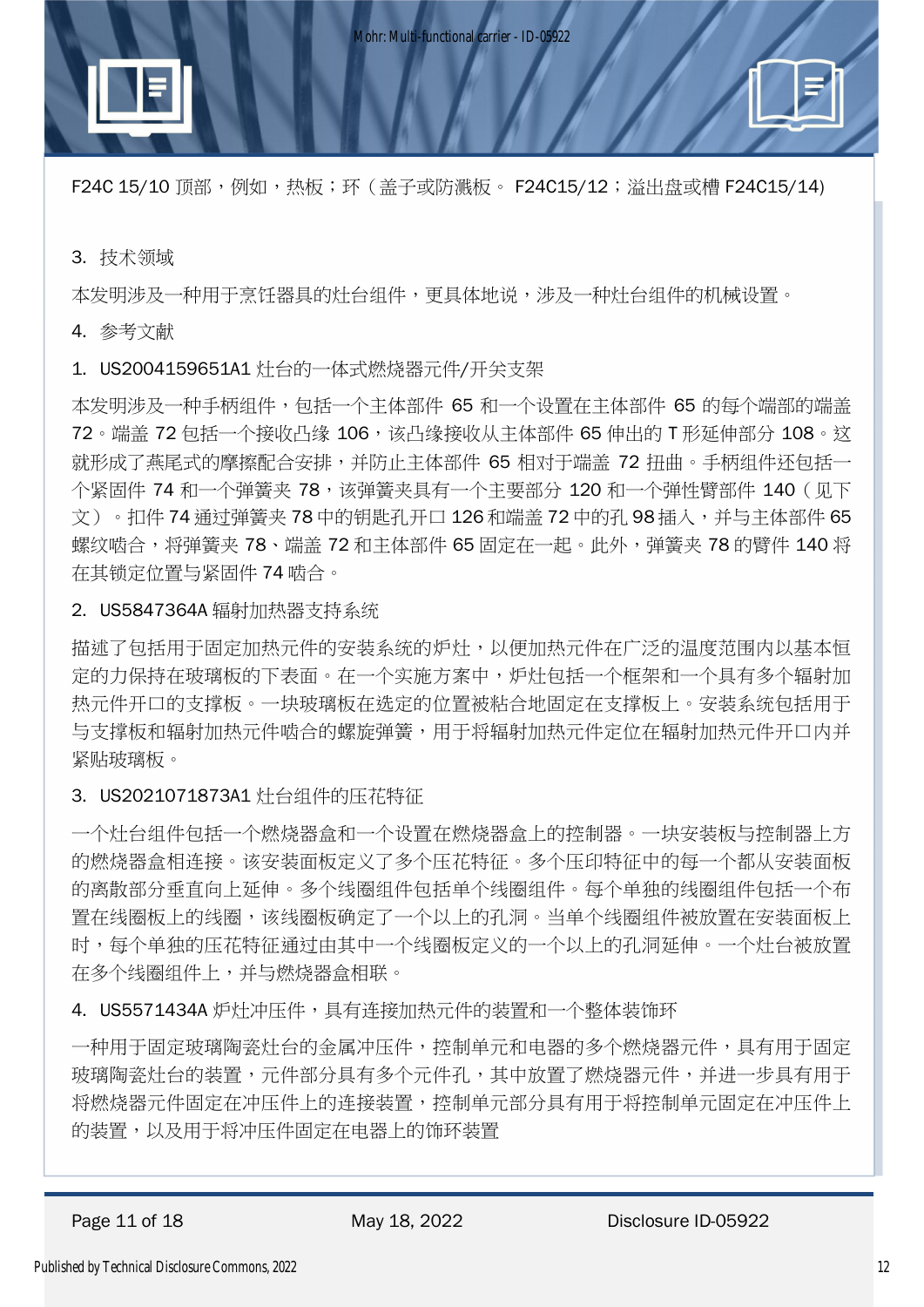F24C 15/10 顶部，例如，热板；环（盖子或防溅板。 F24C15/12；溢出盘或槽 F24C15/14)

3. 技术领域

本发明涉及一种用于烹饪器具的灶台组件，更具体地说，涉及一种灶台组件的机械设置。

4. 参考文献

1. US2004159651A1 灶台的一体式燃烧器元件/开关支架

本发明涉及一种手柄组件，包括一个主体部件 65 和一个设置在主体部件 65 的每个端部的端盖 72。端盖 72 包括一个接收凸缘 106，该凸缘接收从主体部件 65 伸出的 T 形延伸部分 108。这就形成了燕尾式的摩擦配合安排，并防止主体部件 65 相对于端盖 72 扭曲。手柄组件还包括一个紧固件 74 和一个弹簧夹 78，该弹簧夹具有一个主要部分 120 和一个弹性臂部件 140（见下文）。扣件 74 通过弹簧夹 78 中的钥匙孔开口 126 和端盖 72 中的孔 98 插入，并与主体部件 65 螺纹啮合，将弹簧夹 78、端盖 72 和主体部件 65 固定在一起。此外，弹簧夹 78 的臂件 140 将在其锁定位置与紧固件 74 啮合。

2. US5847364A 辐射加热器支持系统

描述了包括用于固定加热元件的安装系统的炉灶，以便加热元件在广泛的温度范围内以基本恒定的力保持在玻璃板的下表面。在一个实施方案中，炉灶包括一个框架和一个具有多个辐射加热元件开口的支撑板。一块玻璃板在选定的位置被粘合地固定在支撑板上。安装系统包括用于与支撑板和辐射加热元件啮合的螺旋弹簧，用于将辐射加热元件定位在辐射加热元件开口内并紧贴玻璃板。

3. US2021071873A1 灶台组件的压花特征

一个灶台组件包括一个燃烧器盒和一个设置在燃烧器盒上的控制器。一块安装板与控制器上方的燃烧器盒相连接。该安装面板定义了多个压花特征。多个压印特征中的每一个都从安装面板的离散部分垂直向上延伸。多个线圈组件包括单个线圈组件。每个单独的线圈组件包括一个布置在线圈板上的线圈，该线圈板确定了一个以上的孔洞。当单个线圈组件被放置在安装面板上时，每个单独的压花特征通过由其中一个线圈板定义的一个以上的孔洞延伸。一个灶台被放置在多个线圈组件上，并与燃烧器盒相联。

4. US5571434A 炉灶冲压件，具有连接加热元件的装置和一个整体装饰环

一种用于固定玻璃陶瓷灶台的金属冲压件，控制单元和电器的多个燃烧器元件，具有用于固定玻璃陶瓷灶台的装置，元件部分具有多个元件孔，其中放置了燃烧器元件，并进一步具有用于将燃烧器元件固定在冲压件上的连接装置，控制单元部分具有用于将控制单元固定在冲压件上的装置，以及用于将冲压件固定在电器上的饰环装置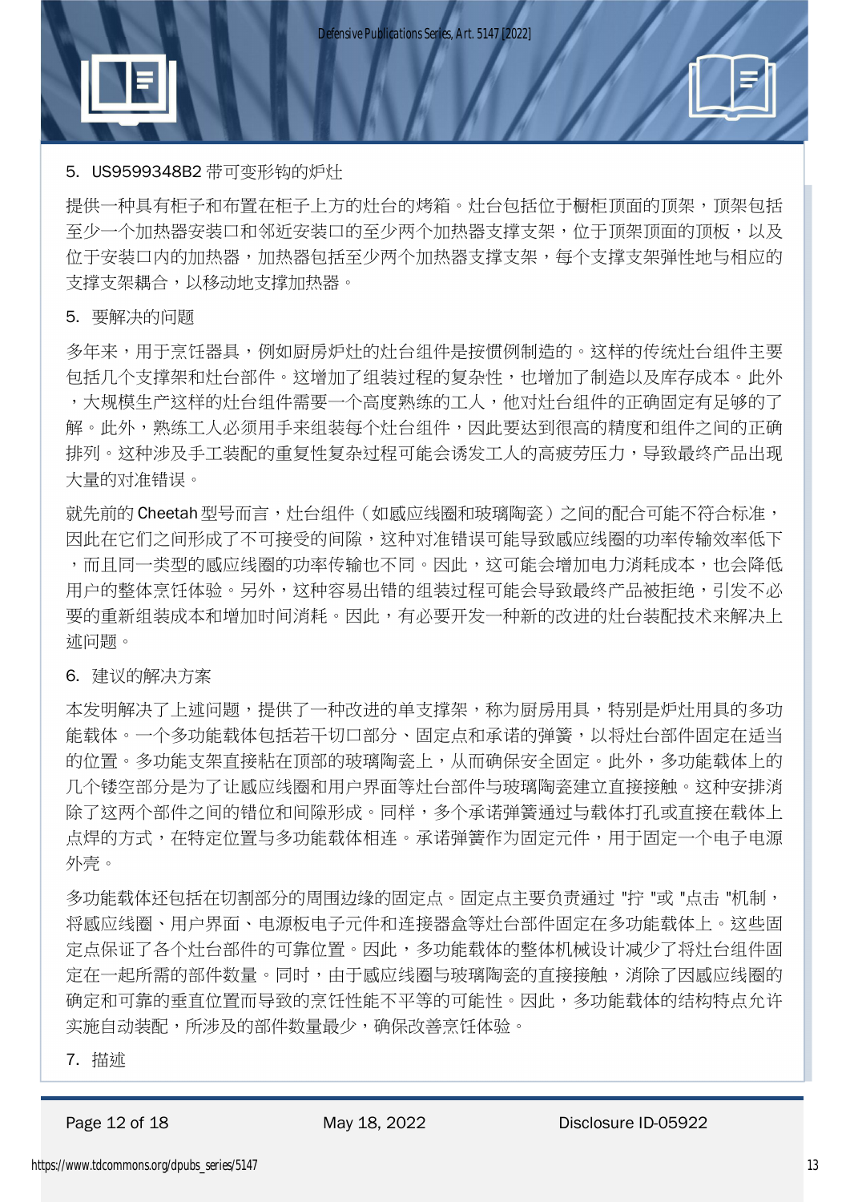5. US9599348B2 带可变形钩的炉灶

提供一种具有柜子和布置在柜子上方的灶台的烤箱。灶台包括位于橱柜顶面的顶架，顶架包括至少一个加热器安装口和邻近安装口的至少两个加热器支撑支架，位于顶架顶面的顶板，以及位于安装口内的加热器，加热器包括至少两个加热器支撑支架，每个支撑支架弹性地与相应的支撑支架耦合，以移动地支撑加热器。

5. 要解决的问题

多年来，用于烹饪器具，例如厨房炉灶的灶台组件是按惯例制造的。这样的传统灶台组件主要包括几个支撑架和灶台部件。这增加了组装过程的复杂性，也增加了制造以及库存成本。此外，大规模生产这样的灶台组件需要一个高度熟练的工人，他对灶台组件的正确固定有足够的了解。此外，熟练工人必须用手来组装每个灶台组件，因此要达到很高的精度和组件之间的正确排列。这种涉及手工装配的重复性复杂过程可能会诱发工人的高疲劳压力，导致最终产品出现大量的对准错误。

就先前的 Cheetah 型号而言，灶台组件（如感应线圈和玻璃陶瓷）之间的配合可能不符合标准，因此在它们之间形成了不可接受的间隙，这种对准错误可能导致感应线圈的功率传输效率低下，而且同一类型的感应线圈的功率传输也不同。因此，这可能会增加电力消耗成本，也会降低用户的整体烹饪体验。另外，这种容易出错的组装过程可能会导致最终产品被拒绝，引发不必要的重新组装成本和增加时间消耗。因此，有必要开发一种新的改进的灶台装配技术来解决上述问题。

6. 建议的解决方案

本发明解决了上述问题，提供了一种改进的单支撑架，称为厨房用具，特别是炉灶用具的多功能载体。一个多功能载体包括若干切口部分、固定点和承诺的弹簧，以将灶台部件固定在适当的位置。多功能支架直接粘在顶部的玻璃陶瓷上，从而确保安全固定。此外，多功能载体上的几个镂空部分是为了让感应线圈和用户界面等灶台部件与玻璃陶瓷建立直接接触。这种安排消除了这两个部件之间的错位和间隙形成。同样，多个承诺弹簧通过与载体打孔或直接在载体上点焊的方式，在特定位置与多功能载体相连。承诺弹簧作为固定元件，用于固定一个电子电源外壳。

多功能载体还包括在切割部分的周围边缘的固定点。固定点主要负责通过 "拧 "或 "点击 "机制，将感应线圈、用户界面、电源板电子元件和连接器盒等灶台部件固定在多功能载体上。这些固定点保证了各个灶台部件的可靠位置。因此，多功能载体的整体机械设计减少了将灶台组件固定在一起所需的部件数量。同时，由于感应线圈与玻璃陶瓷的直接接触，消除了因感应线圈的确定和可靠的垂直位置而导致的烹饪性能不平等的可能性。因此，多功能载体的结构特点允许实施自动装配，所涉及的部件数量最少，确保改善烹饪体验。

7. 描述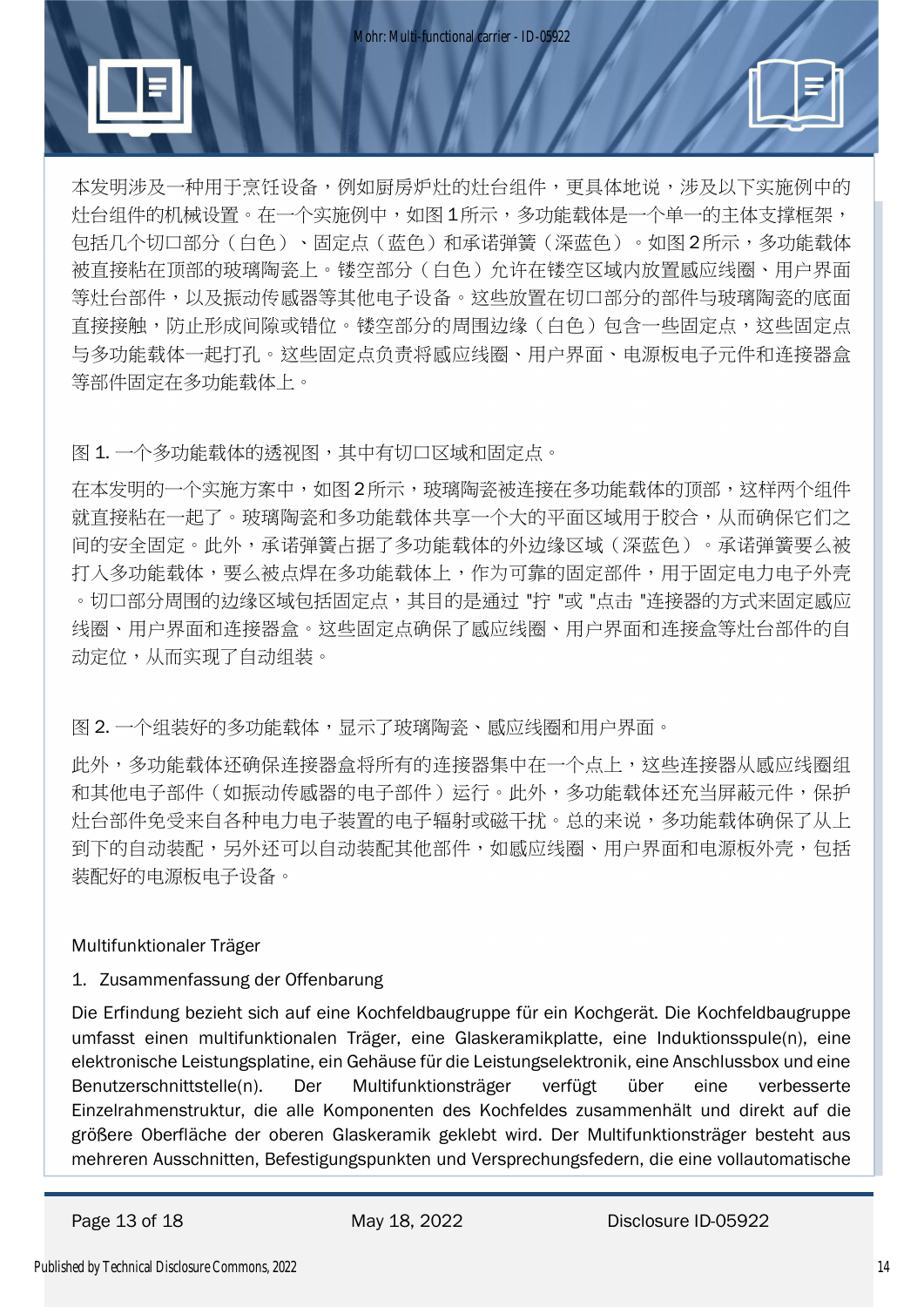本发明涉及一种用于烹饪设备，例如厨房炉灶的灶台组件，更具体地说，涉及以下实施例中的灶台组件的机械设置。在一个实施例中，如图 1 所示，多功能载体是一个单一的主体支撑框架，包括几个切口部分（白色）、固定点（蓝色）和承诺弹簧（深蓝色）。如图 2 所示，多功能载体被直接粘在顶部的玻璃陶瓷上。镂空部分（白色）允许在镂空区域内放置感应线圈、用户界面等灶台部件，以及振动传感器等其他电子设备。这些放置在切口部分的部件与玻璃陶瓷的底面直接接触，防止形成间隙或错位。镂空部分的周围边缘（白色）包含一些固定点，这些固定点与多功能载体一起打孔。这些固定点负责将感应线圈、用户界面、电源板电子元件和连接器盒等部件固定在多功能载体上。

图 1. 一个多功能载体的透视图，其中有切口区域和固定点。

在本发明的一个实施方案中，如图 2 所示，玻璃陶瓷被连接在多功能载体的顶部，这样两个组件就直接粘在一起了。玻璃陶瓷和多功能载体共享一个大的平面区域用于胶合，从而确保它们之间的安全固定。此外，承诺弹簧占据了多功能载体的外边缘区域（深蓝色）。承诺弹簧要么被打入多功能载体，要么被点焊在多功能载体上，作为可靠的固定部件，用于固定电力电子外壳。切口部分周围的边缘区域包括固定点，其目的是通过 "拧 "或 "点击 "连接器的方式来固定感应线圈、用户界面和连接器盒。这些固定点确保了感应线圈、用户界面和连接盒等灶台部件的自动定位，从而实现了自动组装。

图 2. 一个组装好的多功能载体，显示了玻璃陶瓷、感应线圈和用户界面。

此外，多功能载体还确保连接器盒将所有的连接器集中在一个点上，这些连接器从感应线圈组和其他电子部件（如振动传感器的电子部件）运行。此外，多功能载体还充当屏蔽元件，保护灶台部件免受来自各种电力电子装置的电子辐射或磁干扰。总的来说，多功能载体确保了从上到下的自动装配，另外还可以自动装配其他部件，如感应线圈、用户界面和电源板外壳，包括装配好的电源板电子设备。

Multifunktionaler Träger

1. Zusammenfassung der Offenbarung

Die Erfindung bezieht sich auf eine Kochfeldbaugruppe für ein Kochgerät. Die Kochfeldbaugruppe umfasst einen multifunktionalen Träger, eine Glaskeramikplatte, eine Induktionsspule(n), eine elektronische Leistungsplatine, ein Gehäuse für die Leistungselektronik, eine Anschlussbox und eine Benutzerschnittstelle(n). Der Multifunktionsträger verfügt über eine verbesserte Einzelrahmenstruktur, die alle Komponenten des Kochfeldes zusammenhält und direkt auf die größere Oberfläche der oberen Glaskeramik geklebt wird. Der Multifunktionsträger besteht aus mehreren Ausschnitten, Befestigungspunkten und Versprechungsfedern, die eine vollautomatische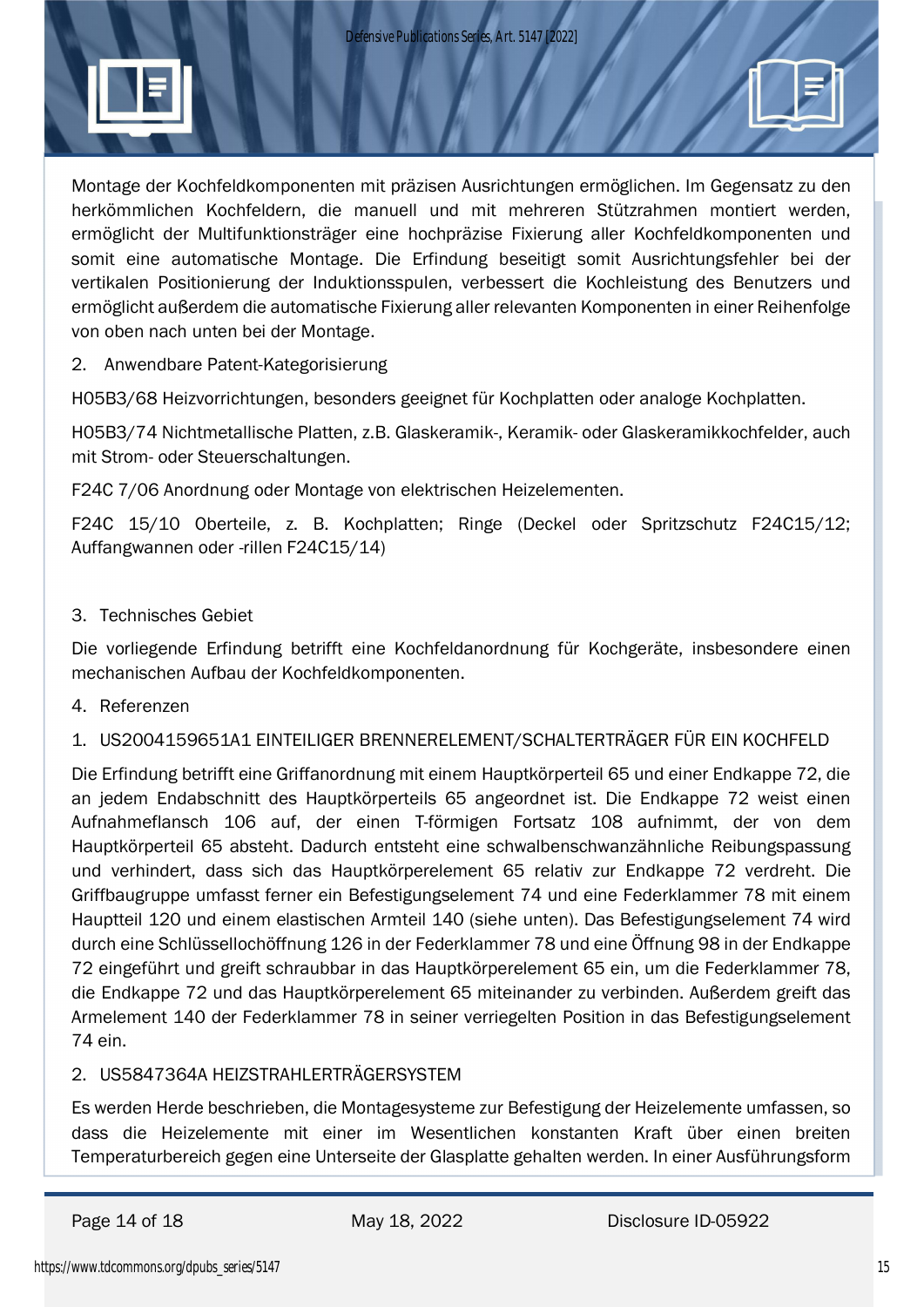Montage der Kochfeldkomponenten mit präzisen Ausrichtungen ermöglichen. Im Gegensatz zu den herkömmlichen Kochfeldern, die manuell und mit mehreren Stützrahmen montiert werden, ermöglicht der Multifunktionsträger eine hochpräzise Fixierung aller Kochfeldkomponenten und somit eine automatische Montage. Die Erfindung beseitigt somit Ausrichtungsfehler bei der vertikalen Positionierung der Induktionsspulen, verbessert die Kochleistung des Benutzers und ermöglicht außerdem die automatische Fixierung aller relevanten Komponenten in einer Reihenfolge von oben nach unten bei der Montage.

2. Anwendbare Patent-Kategorisierung

H05B3/68 Heizvorrichtungen, besonders geeignet für Kochplatten oder analoge Kochplatten.

H05B3/74 Nichtmetallische Platten, z.B. Glaskeramik-, Keramik- oder Glaskeramikkochfelder, auch mit Strom- oder Steuerschaltungen.

F24C 7/06 Anordnung oder Montage von elektrischen Heizelementen.

F24C 15/10 Oberteile, z. B. Kochplatten; Ringe (Deckel oder Spritzschutz F24C15/12; Auffangwannen oder -rillen F24C15/14)

3. Technisches Gebiet

Die vorliegende Erfindung betrifft eine Kochfeldanordnung für Kochgeräte, insbesondere einen mechanischen Aufbau der Kochfeldkomponenten.

4. Referenzen

1. US2004159651A1 EINTEILIGER BRENNERELEMENT/SCHALTERTRÄGER FÜR EIN KOCHFELD

Die Erfindung betrifft eine Griffanordnung mit einem Hauptkörperteil 65 und einer Endkappe 72, die an jedem Endabschnitt des Hauptkörperteils 65 angeordnet ist. Die Endkappe 72 weist einen Aufnahmeflansch 106 auf, der einen T-förmigen Fortsatz 108 aufnimmt, der von dem Hauptkörperteil 65 absteht. Dadurch entsteht eine schwalbenschwanzähnliche Reibungspassung und verhindert, dass sich das Hauptkörperelement 65 relativ zur Endkappe 72 verdreht. Die Griffbaugruppe umfasst ferner ein Befestigungselement 74 und eine Federklammer 78 mit einem Hauptteil 120 und einem elastischen Armteil 140 (siehe unten). Das Befestigungselement 74 wird durch eine Schlüssellochöffnung 126 in der Federklammer 78 und eine Öffnung 98 in der Endkappe 72 eingeführt und greift schraubbar in das Hauptkörperelement 65 ein, um die Federklammer 78, die Endkappe 72 und das Hauptkörperelement 65 miteinander zu verbinden. Außerdem greift das Armelement 140 der Federklammer 78 in seiner verriegelten Position in das Befestigungselement 74 ein.

2. US5847364A HEIZSTRAHLERTRÄGERSYSTEM

Es werden Herde beschrieben, die Montagesysteme zur Befestigung der Heizelemente umfassen, so dass die Heizelemente mit einer im Wesentlichen konstanten Kraft über einen breiten Temperaturbereich gegen eine Unterseite der Glasplatte gehalten werden. In einer Ausführungsform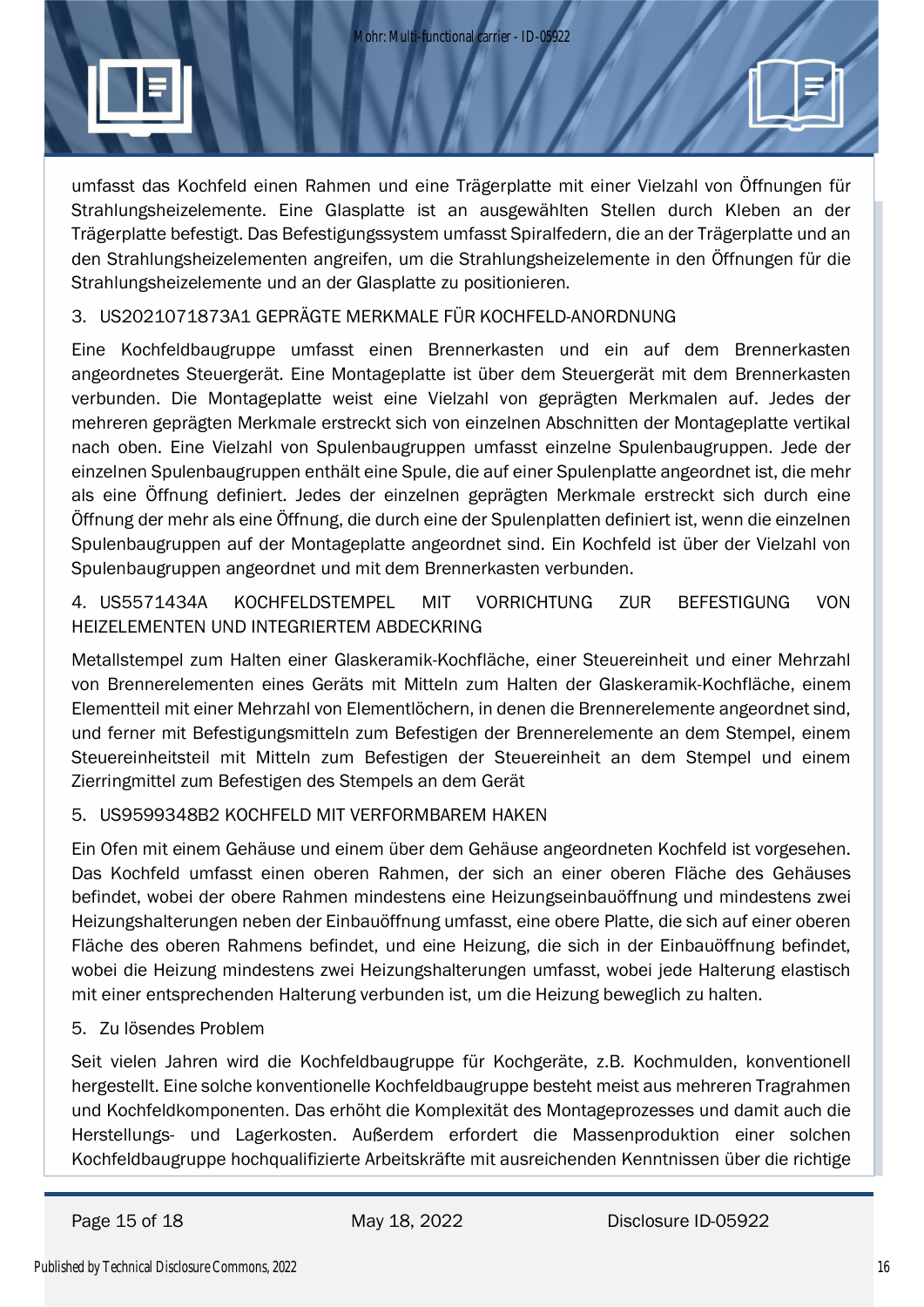umfasst das Kochfeld einen Rahmen und eine Trägerplatte mit einer Vielzahl von Öffnungen für Strahlungsheizelemente. Eine Glasplatte ist an ausgewählten Stellen durch Kleben an der Trägerplatte befestigt. Das Befestigungssystem umfasst Spiralfedern, die an der Trägerplatte und an den Strahlungsheizelementen angreifen, um die Strahlungsheizelemente in den Öffnungen für die Strahlungsheizelemente und an der Glasplatte zu positionieren.

3. US2021071873A1 GEPRÄGTE MERKMALE FÜR KOCHFELD-ANORDNUNG

Eine Kochfeldbaugruppe umfasst einen Brennerkasten und ein auf dem Brennerkasten angeordnetes Steuergerät. Eine Montageplatte ist über dem Steuergerät mit dem Brennerkasten verbunden. Die Montageplatte weist eine Vielzahl von geprägten Merkmalen auf. Jedes der mehreren geprägten Merkmale erstreckt sich von einzelnen Abschnitten der Montageplatte vertikal nach oben. Eine Vielzahl von Spulenbaugruppen umfasst einzelne Spulenbaugruppen. Jede der einzelnen Spulenbaugruppen enthält eine Spule, die auf einer Spulenplatte angeordnet ist, die mehr als eine Öffnung definiert. Jedes der einzelnen geprägten Merkmale erstreckt sich durch eine Öffnung der mehr als eine Öffnung, die durch eine der Spulenplatten definiert ist, wenn die einzelnen Spulenbaugruppen auf der Montageplatte angeordnet sind. Ein Kochfeld ist über der Vielzahl von Spulenbaugruppen angeordnet und mit dem Brennerkasten verbunden.

4. US5571434A KOCHFELDSTEMPEL MIT VORRICHTUNG ZUR BEFESTIGUNG VON HEIZELEMENTEN UND INTEGRIERTEM ABDECKRING

Metallstempel zum Halten einer Glaskeramik-Kochfläche, einer Steuereinheit und einer Mehrzahl von Brennerelementen eines Geräts mit Mitteln zum Halten der Glaskeramik-Kochfläche, einem Elementteil mit einer Mehrzahl von Elementlöchern, in denen die Brennerelemente angeordnet sind, und ferner mit Befestigungsmitteln zum Befestigen der Brennerelemente an dem Stempel, einem Steuereinheitsteil mit Mitteln zum Befestigen der Steuereinheit an dem Stempel und einem Zierringmittel zum Befestigen des Stempels an dem Gerät

5. US9599348B2 KOCHFELD MIT VERFORMBAREM HAKEN

Ein Ofen mit einem Gehäuse und einem über dem Gehäuse angeordneten Kochfeld ist vorgesehen. Das Kochfeld umfasst einen oberen Rahmen, der sich an einer oberen Fläche des Gehäuses befindet, wobei der obere Rahmen mindestens eine Heizungseinbauöffnung und mindestens zwei Heizungshalterungen neben der Einbauöffnung umfasst, eine obere Platte, die sich auf einer oberen Fläche des oberen Rahmens befindet, und eine Heizung, die sich in der Einbauöffnung befindet, wobei die Heizung mindestens zwei Heizungshalterungen umfasst, wobei jede Halterung elastisch mit einer entsprechenden Halterung verbunden ist, um die Heizung beweglich zu halten.

5. Zu lösendes Problem

Seit vielen Jahren wird die Kochfeldbaugruppe für Kochgeräte, z.B. Kochmulden, konventionell hergestellt. Eine solche konventionelle Kochfeldbaugruppe besteht meist aus mehreren Tragrahmen und Kochfeldkomponenten. Das erhöht die Komplexität des Montageprozesses und damit auch die Herstellungs- und Lagerkosten. Außerdem erfordert die Massenproduktion einer solchen Kochfeldbaugruppe hochqualifizierte Arbeitskräfte mit ausreichenden Kenntnissen über die richtige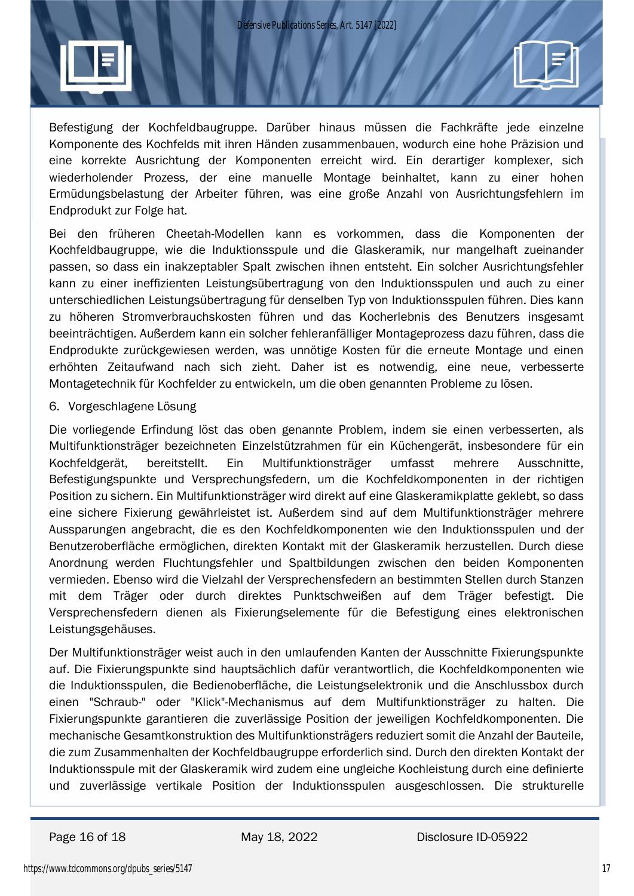Befestigung der Kochfeldbaugruppe. Darüber hinaus müssen die Fachkräfte jede einzelne Komponente des Kochfelds mit ihren Händen zusammenbauen, wodurch eine hohe Präzision und eine korrekte Ausrichtung der Komponenten erreicht wird. Ein derartiger komplexer, sich wiederholender Prozess, der eine manuelle Montage beinhaltet, kann zu einer hohen Ermüdungsbelastung der Arbeiter führen, was eine große Anzahl von Ausrichtungsfehlern im Endprodukt zur Folge hat.

Bei den früheren Cheetah-Modellen kann es vorkommen, dass die Komponenten der Kochfeldbaugruppe, wie die Induktionsspule und die Glaskeramik, nur mangelhaft zueinander passen, so dass ein inakzeptabler Spalt zwischen ihnen entsteht. Ein solcher Ausrichtungsfehler kann zu einer ineffizienten Leistungsübertragung von den Induktionsspulen und auch zu einer unterschiedlichen Leistungsübertragung für denselben Typ von Induktionsspulen führen. Dies kann zu höheren Stromverbrauchskosten führen und das Kocherlebnis des Benutzers insgesamt beeinträchtigen. Außerdem kann ein solcher fehleranfälliger Montageprozess dazu führen, dass die Endprodukte zurückgewiesen werden, was unnötige Kosten für die erneute Montage und einen erhöhten Zeitaufwand nach sich zieht. Daher ist es notwendig, eine neue, verbesserte Montagetechnik für Kochfelder zu entwickeln, um die oben genannten Probleme zu lösen.

6. Vorgeschlagene Lösung

Die vorliegende Erfindung löst das oben genannte Problem, indem sie einen verbesserten, als Multifunktionsträger bezeichneten Einzelstützrahmen für ein Küchengerät, insbesondere für ein Kochfeldgerät, bereitstellt. Ein Multifunktionsträger umfasst mehrere Ausschnitte, Befestigungspunkte und Versprechungsfedern, um die Kochfeldkomponenten in der richtigen Position zu sichern. Ein Multifunktionsträger wird direkt auf eine Glaskeramikplatte geklebt, so dass eine sichere Fixierung gewährleistet ist. Außerdem sind auf dem Multifunktionsträger mehrere Aussparungen angebracht, die es den Kochfeldkomponenten wie den Induktionsspulen und der Benutzeroberfläche ermöglichen, direkten Kontakt mit der Glaskeramik herzustellen. Durch diese Anordnung werden Fluchtungsfehler und Spaltbildungen zwischen den beiden Komponenten vermieden. Ebenso wird die Vielzahl der Versprechensfedern an bestimmten Stellen durch Stanzen mit dem Träger oder durch direktes Punktschweißen auf dem Träger befestigt. Die Versprechensfedern dienen als Fixierungselemente für die Befestigung eines elektronischen Leistungsgehäuses.

Der Multifunktionsträger weist auch in den umlaufenden Kanten der Ausschnitte Fixierungspunkte auf. Die Fixierungspunkte sind hauptsächlich dafür verantwortlich, die Kochfeldkomponenten wie die Induktionsspulen, die Bedienoberfläche, die Leistungselektronik und die Anschlussbox durch einen "Schraub-" oder "Klick"-Mechanismus auf dem Multifunktionsträger zu halten. Die Fixierungspunkte garantieren die zuverlässige Position der jeweiligen Kochfeldkomponenten. Die mechanische Gesamtkonstruktion des Multifunktionsträgers reduziert somit die Anzahl der Bauteile, die zum Zusammenhalten der Kochfeldbaugruppe erforderlich sind. Durch den direkten Kontakt der Induktionsspule mit der Glaskeramik wird zudem eine ungleiche Kochleistung durch eine definierte und zuverlässige vertikale Position der Induktionsspulen ausgeschlossen. Die strukturelle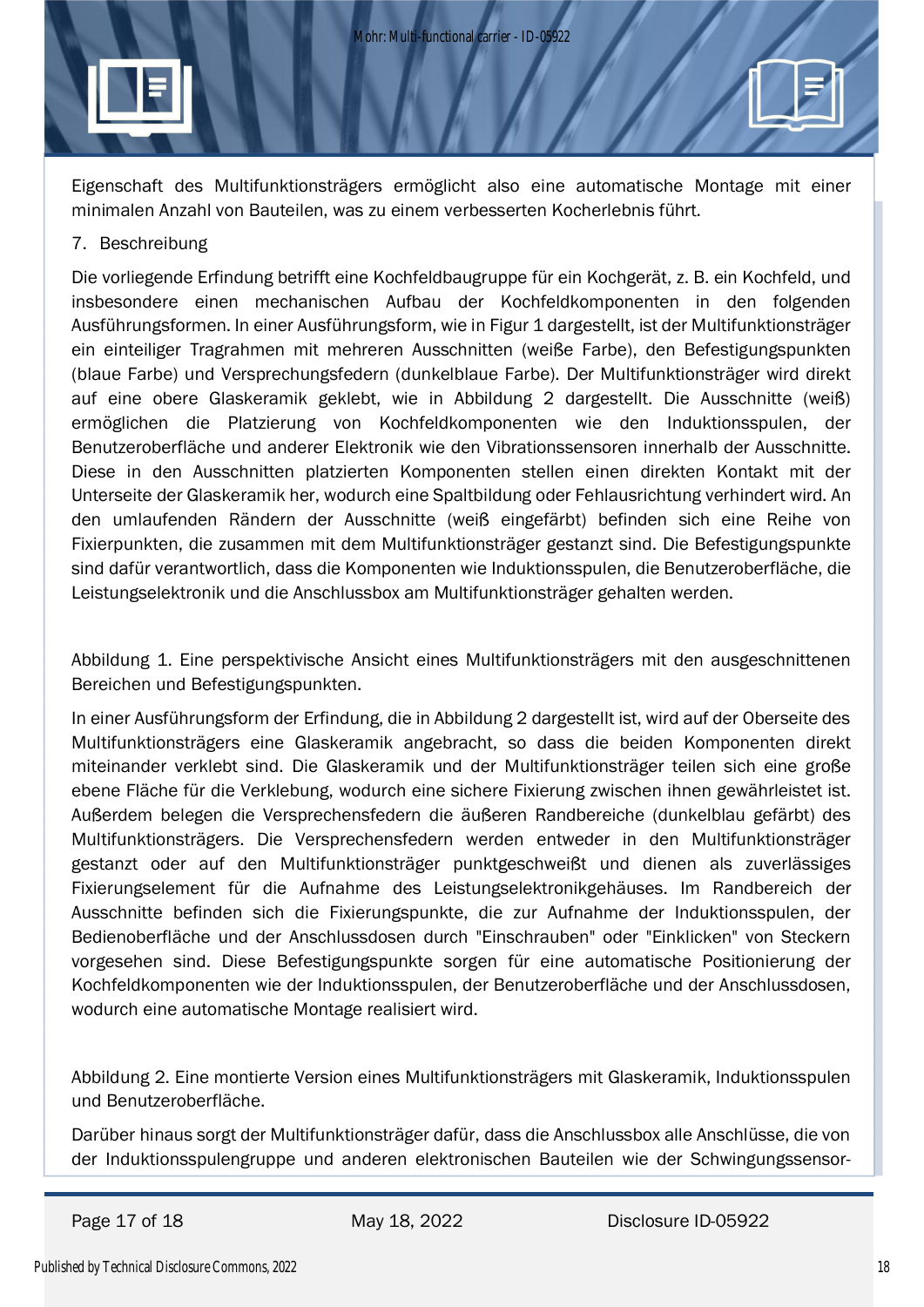Eigenschaft des Multifunktionsträgers ermöglicht also eine automatische Montage mit einer minimalen Anzahl von Bauteilen, was zu einem verbesserten Kocherlebnis führt.

7. Beschreibung

Die vorliegende Erfindung betrifft eine Kochfeldbaugruppe für ein Kochgerät, z. B. ein Kochfeld, und insbesondere einen mechanischen Aufbau der Kochfeldkomponenten in den folgenden Ausführungsformen. In einer Ausführungsform, wie in Figur 1 dargestellt, ist der Multifunktionsträger ein einteiliger Tragrahmen mit mehreren Ausschnitten (weiße Farbe), den Befestigungspunkten (blaue Farbe) und Versprechungsfedern (dunkelblaue Farbe). Der Multifunktionsträger wird direkt auf eine obere Glaskeramik geklebt, wie in Abbildung 2 dargestellt. Die Ausschnitte (weiß) ermöglichen die Platzierung von Kochfeldkomponenten wie den Induktionsspulen, der Benutzeroberfläche und anderer Elektronik wie den Vibrationssensoren innerhalb der Ausschnitte. Diese in den Ausschnitten platzierten Komponenten stellen einen direkten Kontakt mit der Unterseite der Glaskeramik her, wodurch eine Spaltbildung oder Fehlausrichtung verhindert wird. An den umlaufenden Rändern der Ausschnitte (weiß eingefärbt) befinden sich eine Reihe von Fixierpunkten, die zusammen mit dem Multifunktionsträger gestanzt sind. Die Befestigungspunkte sind dafür verantwortlich, dass die Komponenten wie Induktionsspulen, die Benutzeroberfläche, die Leistungselektronik und die Anschlussbox am Multifunktionsträger gehalten werden.

Abbildung 1. Eine perspektivische Ansicht eines Multifunktionsträgers mit den ausgeschnittenen Bereichen und Befestigungspunkten.

In einer Ausführungsform der Erfindung, die in Abbildung 2 dargestellt ist, wird auf der Oberseite des Multifunktionsträgers eine Glaskeramik angebracht, so dass die beiden Komponenten direkt miteinander verklebt sind. Die Glaskeramik und der Multifunktionsträger teilen sich eine große ebene Fläche für die Verklebung, wodurch eine sichere Fixierung zwischen ihnen gewährleistet ist. Außerdem belegen die Versprechensfedern die äußeren Randbereiche (dunkelblau gefärbt) des Multifunktionsträgers. Die Versprechensfedern werden entweder in den Multifunktionsträger gestanzt oder auf den Multifunktionsträger punktgeschweißt und dienen als zuverlässiges Fixierungselement für die Aufnahme des Leistungselektronikgehäuses. Im Randbereich der Ausschnitte befinden sich die Fixierungspunkte, die zur Aufnahme der Induktionsspulen, der Bedienoberfläche und der Anschlussdosen durch "Einschrauben" oder "Einklicken" von Steckern vorgesehen sind. Diese Befestigungspunkte sorgen für eine automatische Positionierung der Kochfeldkomponenten wie der Induktionsspulen, der Benutzeroberfläche und der Anschlussdosen, wodurch eine automatische Montage realisiert wird.

Abbildung 2. Eine montierte Version eines Multifunktionsträgers mit Glaskeramik, Induktionsspulen und Benutzeroberfläche.

Darüber hinaus sorgt der Multifunktionsträger dafür, dass die Anschlussbox alle Anschlüsse, die von der Induktionsspulengruppe und anderen elektronischen Bauteilen wie der Schwingungssensor-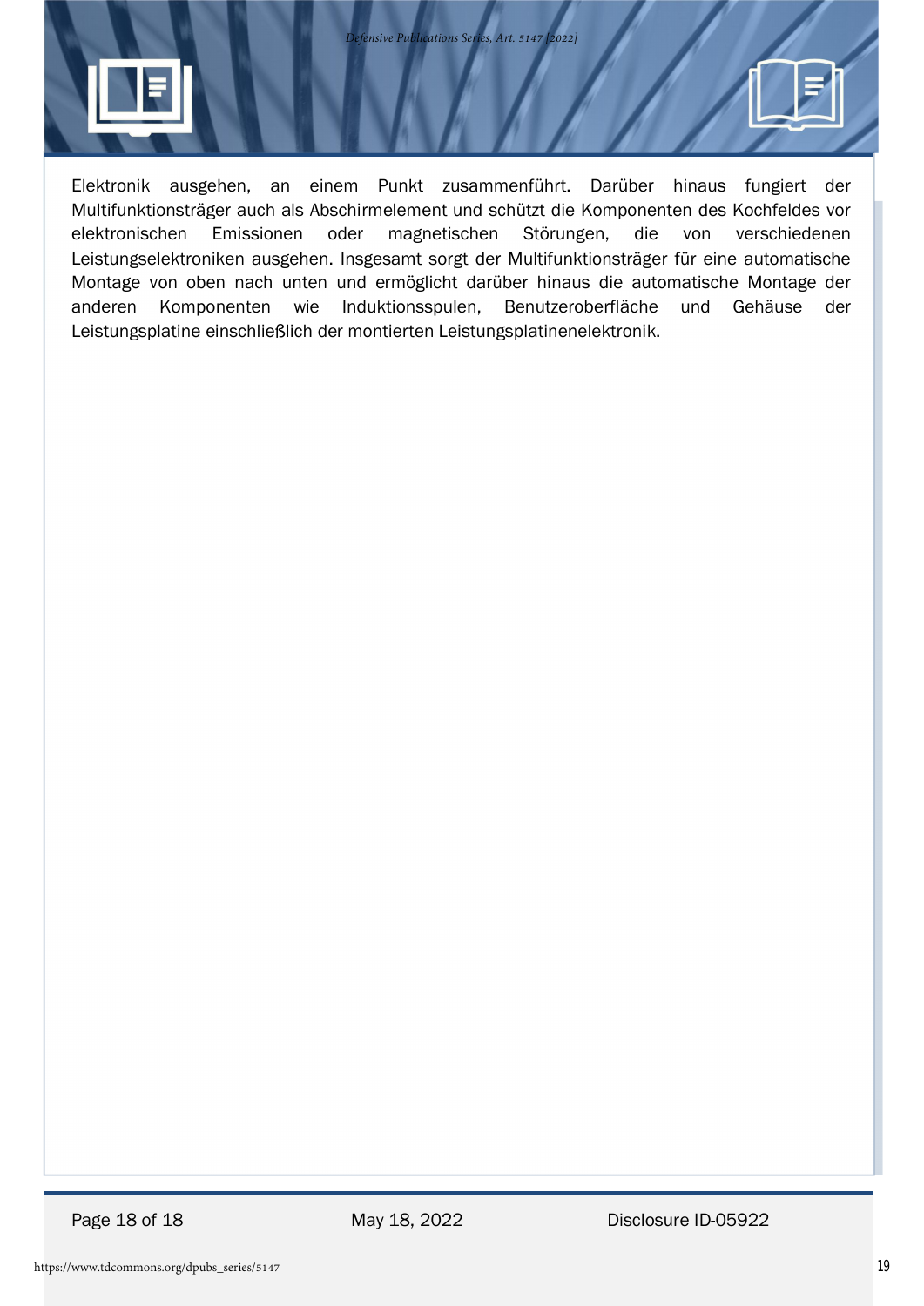Elektronik ausgehen, an einem Punkt zusammenführt. Darüber hinaus fungiert der Multifunktionsträger auch als Abschirmelement und schützt die Komponenten des Kochfeldes vor elektronischen Emissionen oder magnetischen Störungen, die von verschiedenen Leistungselektroniken ausgehen. Insgesamt sorgt der Multifunktionsträger für eine automatische Montage von oben nach unten und ermöglicht darüber hinaus die automatische Montage der anderen Komponenten wie Induktionsspulen, Benutzeroberfläche und Gehäuse der Leistungsplatine einschließlich der montierten Leistungsplatinenelektronik.